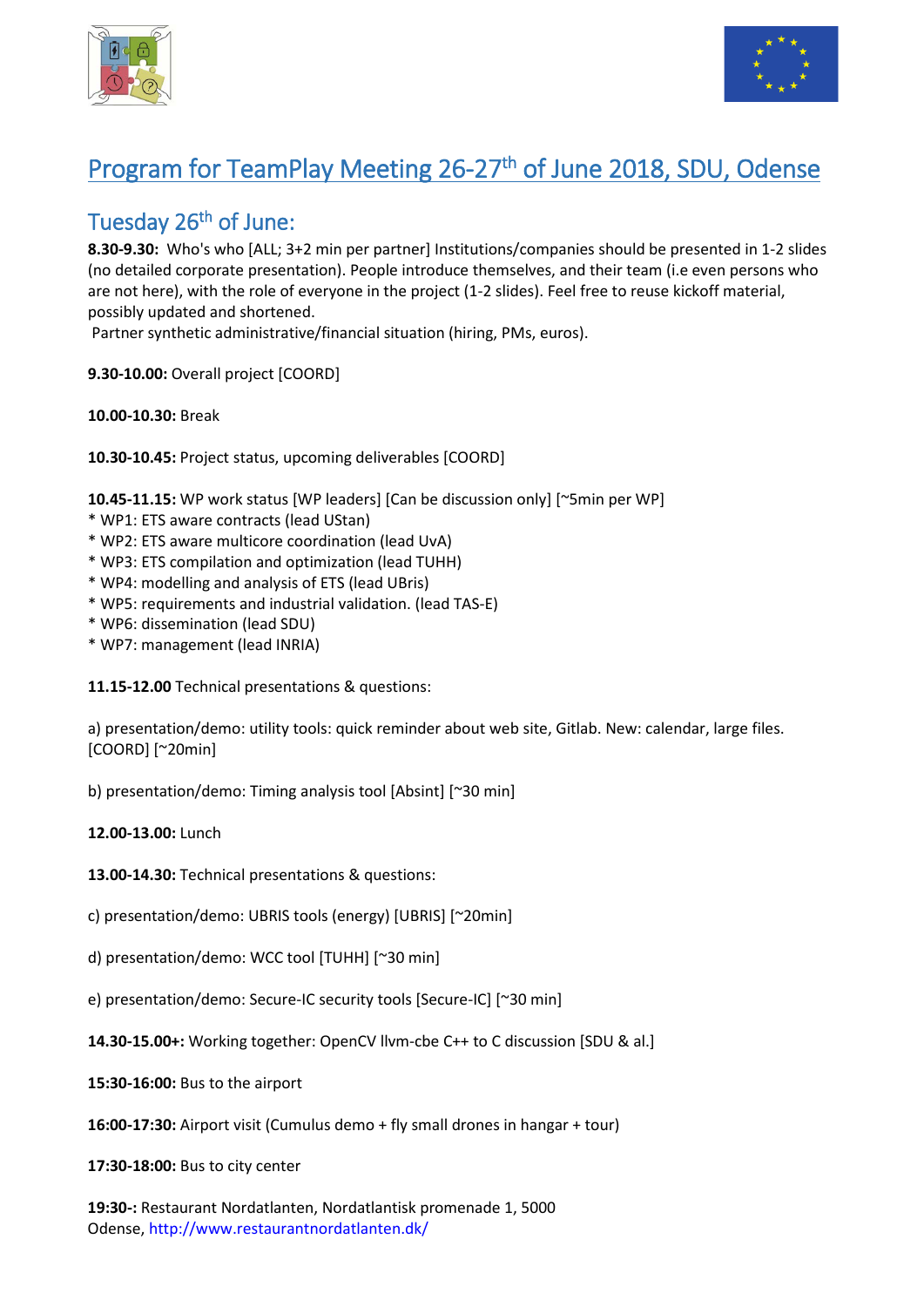# Program for TeamPlay Meeting 26-27th of June 2018, SDU, Odense

## Tuesday 26th of June:

**8.30-9.30:** Who's who [ALL; 3+2 min per partner] Institutions/companies should be presented in 1-2 slides (no detailed corporate presentation). People introduce themselves, and their team (i.e even persons who are not here), with the role of everyone in the project (1-2 slides). Feel free to reuse kickoff material, possibly updated and shortened.
Partner synthetic administrative/financial situation (hiring, PMs, euros).

**9.30-10.00:** Overall project [COORD]

**10.00-10.30:** Break

**10.30-10.45:** Project status, upcoming deliverables [COORD]

**10.45-11.15:** WP work status [WP leaders] [Can be discussion only] [~5min per WP]
* WP1: ETS aware contracts (lead UStan)
* WP2: ETS aware multicore coordination (lead UvA)
* WP3: ETS compilation and optimization (lead TUHH)
* WP4: modelling and analysis of ETS (lead UBris)
* WP5: requirements and industrial validation. (lead TAS-E)
* WP6: dissemination (lead SDU)
* WP7: management (lead INRIA)

**11.15-12.00** Technical presentations & questions:

a) presentation/demo: utility tools: quick reminder about web site, Gitlab. New: calendar, large files. [COORD] [~20min]

b) presentation/demo: Timing analysis tool [Absint] [~30 min]

**12.00-13.00:** Lunch

**13.00-14.30:** Technical presentations & questions:

c) presentation/demo: UBRIS tools (energy) [UBRIS] [~20min]

d) presentation/demo: WCC tool [TUHH] [~30 min]

e) presentation/demo: Secure-IC security tools [Secure-IC] [~30 min]

**14.30-15.00+:** Working together: OpenCV llvm-cbe C++ to C discussion [SDU & al.]

**15:30-16:00:** Bus to the airport

**16:00-17:30:** Airport visit (Cumulus demo + fly small drones in hangar + tour)

**17:30-18:00:** Bus to city center

**19:30-:** Restaurant Nordatlanten, Nordatlantisk promenade 1, 5000 Odense, http://www.restaurantnordatlanten.dk/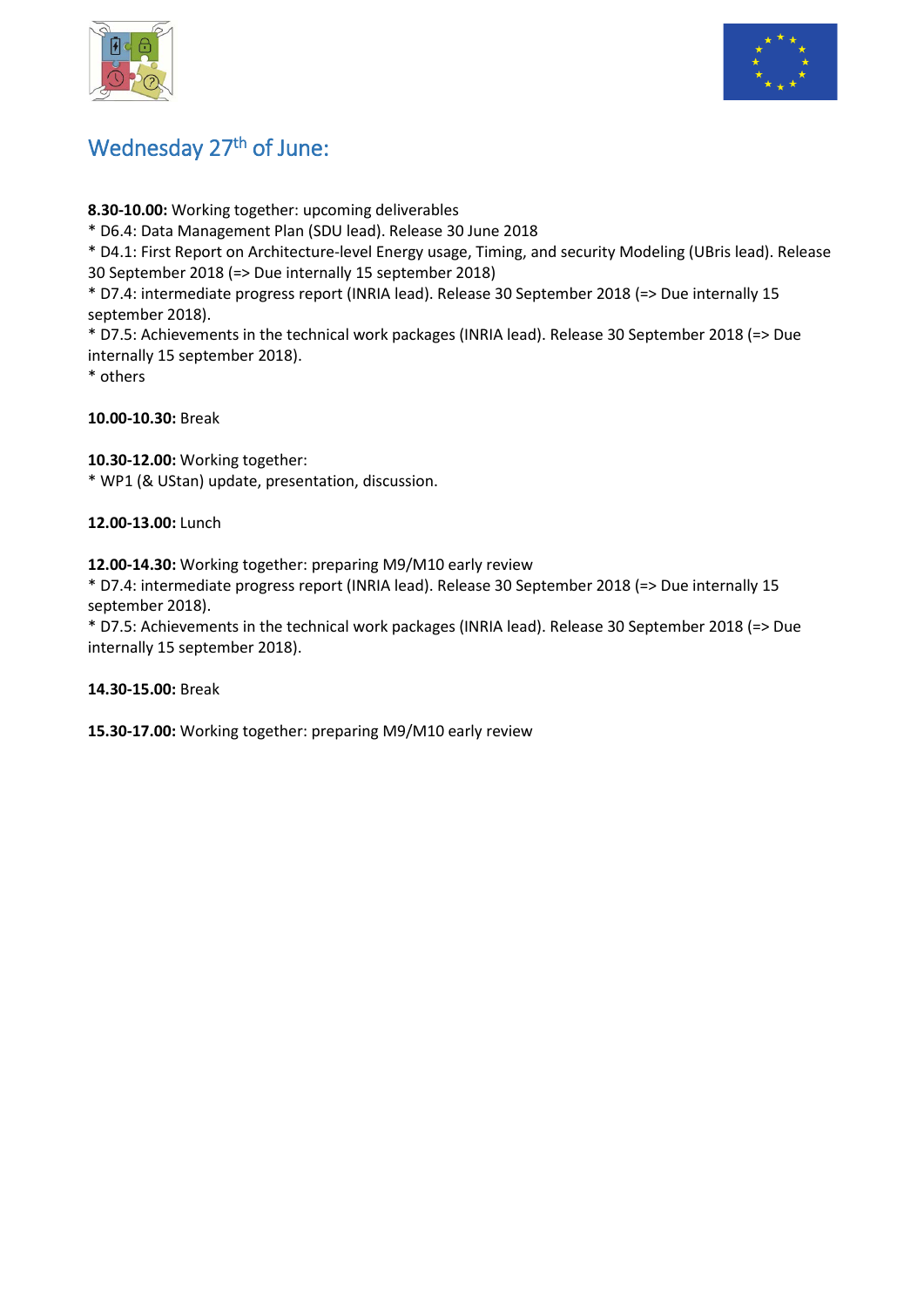## Wednesday 27th of June:

**8.30-10.00:** Working together: upcoming deliverables
* D6.4: Data Management Plan (SDU lead). Release 30 June 2018
* D4.1: First Report on Architecture-level Energy usage, Timing, and security Modeling (UBris lead). Release 30 September 2018 (=> Due internally 15 september 2018)
* D7.4: intermediate progress report (INRIA lead). Release 30 September 2018 (=> Due internally 15 september 2018).
* D7.5: Achievements in the technical work packages (INRIA lead). Release 30 September 2018 (=> Due internally 15 september 2018).
* others

**10.00-10.30:** Break

**10.30-12.00:** Working together:
* WP1 (& UStan) update, presentation, discussion.

**12.00-13.00:** Lunch

**12.00-14.30:** Working together: preparing M9/M10 early review
* D7.4: intermediate progress report (INRIA lead). Release 30 September 2018 (=> Due internally 15 september 2018).
* D7.5: Achievements in the technical work packages (INRIA lead). Release 30 September 2018 (=> Due internally 15 september 2018).

**14.30-15.00:** Break

**15.30-17.00:** Working together: preparing M9/M10 early review